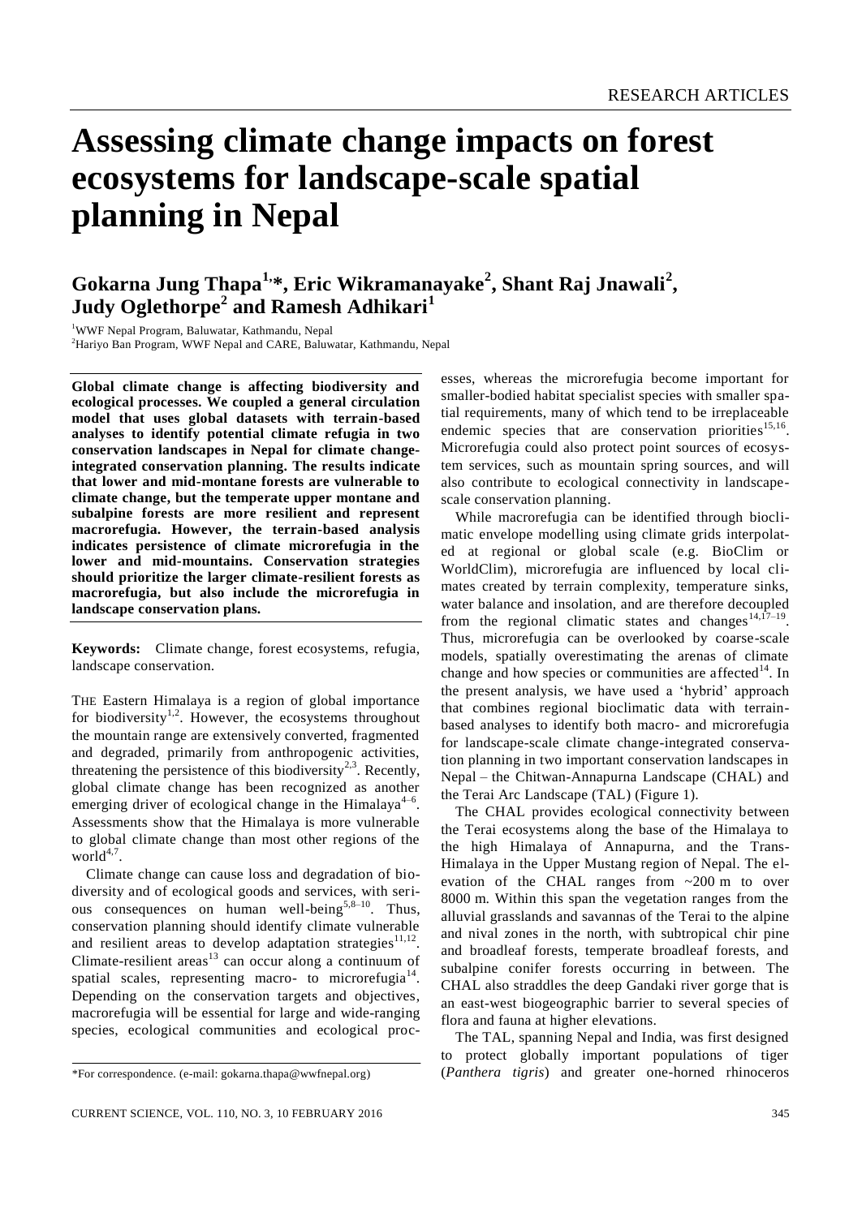# Assessing climate change impacts on forest ecosystems for landscape-scale spatial planning in Nepal

## Gokarna Jung Thapa[1,*], Eric Wikramanayake[2], Shant Raj Jnawali[2], Judy Oglethorpe[2] and Ramesh Adhikari[1]

[1]WWF Nepal Program, Baluwatar, Kathmandu, Nepal

[2]Hariyo Ban Program, WWF Nepal and CARE, Baluwatar, Kathmandu, Nepal

**Global climate change is affecting biodiversity and ecological processes. We coupled a general circulation model that uses global datasets with terrain-based analyses to identify potential climate refugia in two conservation landscapes in Nepal for climate change-integrated conservation planning. The results indicate that lower and mid-montane forests are vulnerable to climate change, but the temperate upper montane and subalpine forests are more resilient and represent macrorefugia. However, the terrain-based analysis indicates persistence of climate microrefugia in the lower and mid-mountains. Conservation strategies should prioritize the larger climate-resilient forests as macrorefugia, but also include the microrefugia in landscape conservation plans.**

**Keywords:** Climate change, forest ecosystems, refugia, landscape conservation.

THE Eastern Himalaya is a region of global importance for biodiversity[1,2]. However, the ecosystems throughout the mountain range are extensively converted, fragmented and degraded, primarily from anthropogenic activities, threatening the persistence of this biodiversity[2,3]. Recently, global climate change has been recognized as another emerging driver of ecological change in the Himalaya[4–6]. Assessments show that the Himalaya is more vulnerable to global climate change than most other regions of the world[4,7].

Climate change can cause loss and degradation of biodiversity and of ecological goods and services, with serious consequences on human well-being[5,8–10]. Thus, conservation planning should identify climate vulnerable and resilient areas to develop adaptation strategies[11,12]. Climate-resilient areas[13] can occur along a continuum of spatial scales, representing macro- to microrefugia[14]. Depending on the conservation targets and objectives, macrorefugia will be essential for large and wide-ranging species, ecological communities and ecological processes, whereas the microrefugia become important for smaller-bodied habitat specialist species with smaller spatial requirements, many of which tend to be irreplaceable endemic species that are conservation priorities[15,16]. Microrefugia could also protect point sources of ecosystem services, such as mountain spring sources, and will also contribute to ecological connectivity in landscape-scale conservation planning.

While macrorefugia can be identified through bioclimatic envelope modelling using climate grids interpolated at regional or global scale (e.g. BioClim or WorldClim), microrefugia are influenced by local climates created by terrain complexity, temperature sinks, water balance and insolation, and are therefore decoupled from the regional climatic states and changes[14,17–19]. Thus, microrefugia can be overlooked by coarse-scale models, spatially overestimating the arenas of climate change and how species or communities are affected[14]. In the present analysis, we have used a 'hybrid' approach that combines regional bioclimatic data with terrain-based analyses to identify both macro- and microrefugia for landscape-scale climate change-integrated conservation planning in two important conservation landscapes in Nepal – the Chitwan-Annapurna Landscape (CHAL) and the Terai Arc Landscape (TAL) (Figure 1).

The CHAL provides ecological connectivity between the Terai ecosystems along the base of the Himalaya to the high Himalaya of Annapurna, and the Trans-Himalaya in the Upper Mustang region of Nepal. The elevation of the CHAL ranges from ~200 m to over 8000 m. Within this span the vegetation ranges from the alluvial grasslands and savannas of the Terai to the alpine and nival zones in the north, with subtropical chir pine and broadleaf forests, temperate broadleaf forests, and subalpine conifer forests occurring in between. The CHAL also straddles the deep Gandaki river gorge that is an east-west biogeographic barrier to several species of flora and fauna at higher elevations.

The TAL, spanning Nepal and India, was first designed to protect globally important populations of tiger (*Panthera tigris*) and greater one-horned rhinoceros

*For correspondence. (e-mail: gokarna.thapa@wwfnepal.org)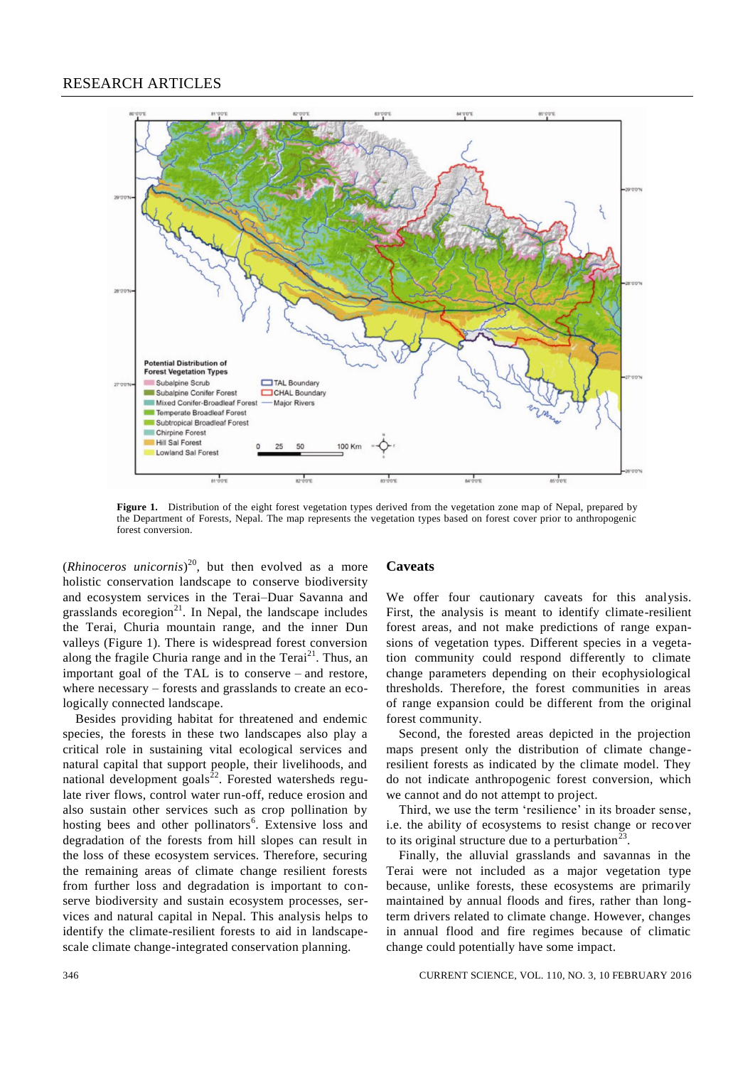Figure 1. Distribution of the eight forest vegetation types derived from the vegetation zone map of Nepal, prepared by the Department of Forests, Nepal. The map represents the vegetation types based on forest cover prior to anthropogenic forest conversion.

(*Rhinoceros unicornis*)[20], but then evolved as a more holistic conservation landscape to conserve biodiversity and ecosystem services in the Terai–Duar Savanna and grasslands ecoregion[21]. In Nepal, the landscape includes the Terai, Churia mountain range, and the inner Dun valleys (Figure 1). There is widespread forest conversion along the fragile Churia range and in the Terai[21]. Thus, an important goal of the TAL is to conserve – and restore, where necessary – forests and grasslands to create an ecologically connected landscape.

Besides providing habitat for threatened and endemic species, the forests in these two landscapes also play a critical role in sustaining vital ecological services and natural capital that support people, their livelihoods, and national development goals[22]. Forested watersheds regulate river flows, control water run-off, reduce erosion and also sustain other services such as crop pollination by hosting bees and other pollinators[6]. Extensive loss and degradation of the forests from hill slopes can result in the loss of these ecosystem services. Therefore, securing the remaining areas of climate change resilient forests from further loss and degradation is important to conserve biodiversity and sustain ecosystem processes, services and natural capital in Nepal. This analysis helps to identify the climate-resilient forests to aid in landscape-scale climate change-integrated conservation planning.

## Caveats

We offer four cautionary caveats for this analysis. First, the analysis is meant to identify climate-resilient forest areas, and not make predictions of range expansions of vegetation types. Different species in a vegetation community could respond differently to climate change parameters depending on their ecophysiological thresholds. Therefore, the forest communities in areas of range expansion could be different from the original forest community.

Second, the forested areas depicted in the projection maps present only the distribution of climate change-resilient forests as indicated by the climate model. They do not indicate anthropogenic forest conversion, which we cannot and do not attempt to project.

Third, we use the term 'resilience' in its broader sense, i.e. the ability of ecosystems to resist change or recover to its original structure due to a perturbation[23].

Finally, the alluvial grasslands and savannas in the Terai were not included as a major vegetation type because, unlike forests, these ecosystems are primarily maintained by annual floods and fires, rather than long-term drivers related to climate change. However, changes in annual flood and fire regimes because of climatic change could potentially have some impact.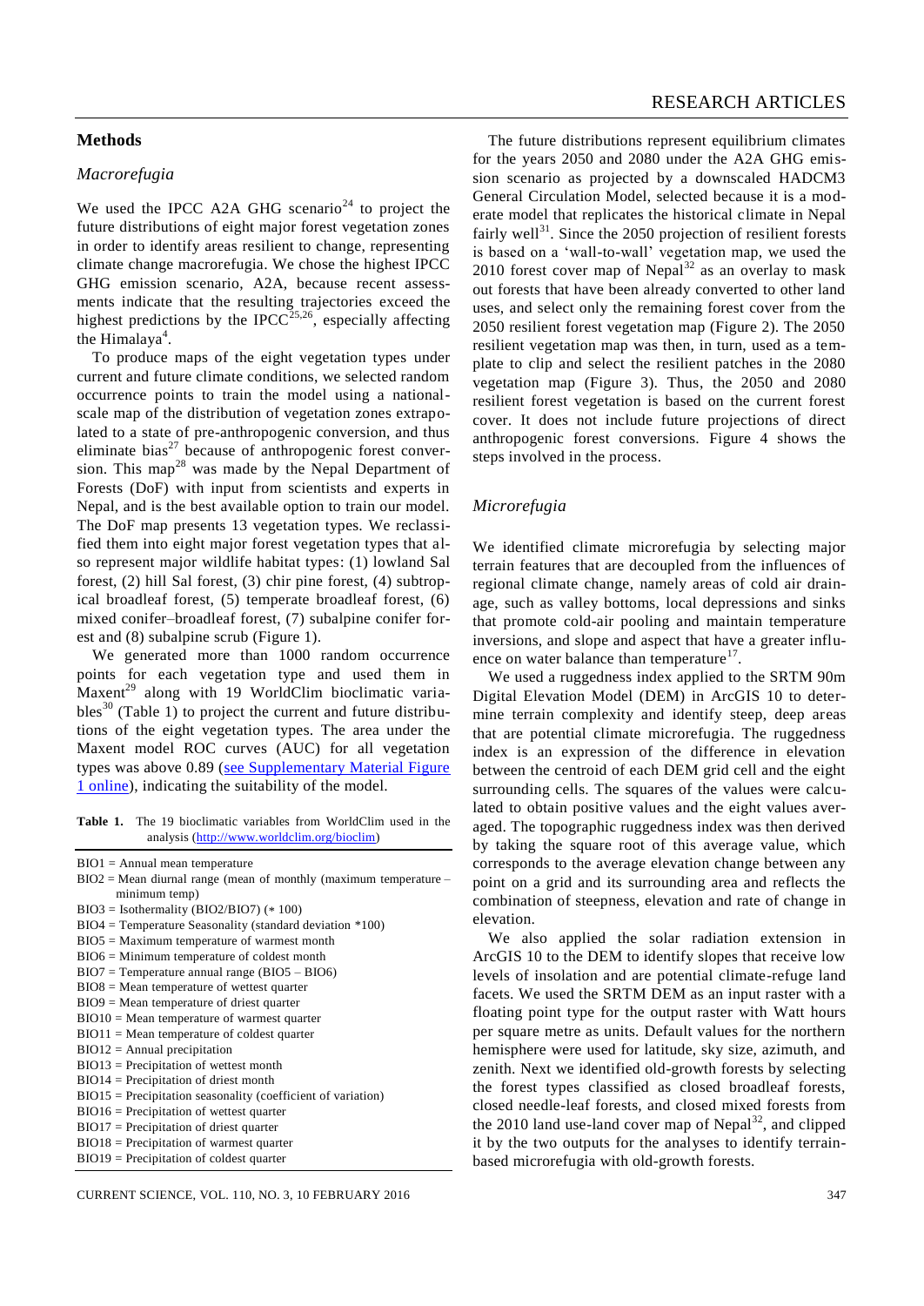## Methods

### *Macrorefugia*

We used the IPCC A2A GHG scenario[24] to project the future distributions of eight major forest vegetation zones in order to identify areas resilient to change, representing climate change macrorefugia. We chose the highest IPCC GHG emission scenario, A2A, because recent assessments indicate that the resulting trajectories exceed the highest predictions by the IPCC[25,26], especially affecting the Himalaya[4].

To produce maps of the eight vegetation types under current and future climate conditions, we selected random occurrence points to train the model using a national-scale map of the distribution of vegetation zones extrapolated to a state of pre-anthropogenic conversion, and thus eliminate bias[27] because of anthropogenic forest conversion. This map[28] was made by the Nepal Department of Forests (DoF) with input from scientists and experts in Nepal, and is the best available option to train our model. The DoF map presents 13 vegetation types. We reclassified them into eight major forest vegetation types that also represent major wildlife habitat types: (1) lowland Sal forest, (2) hill Sal forest, (3) chir pine forest, (4) subtropical broadleaf forest, (5) temperate broadleaf forest, (6) mixed conifer–broadleaf forest, (7) subalpine conifer forest and (8) subalpine scrub (Figure 1).

We generated more than 1000 random occurrence points for each vegetation type and used them in Maxent[29] along with 19 WorldClim bioclimatic variables[30] (Table 1) to project the current and future distributions of the eight vegetation types. The area under the Maxent model ROC curves (AUC) for all vegetation types was above 0.89 (see Supplementary Material Figure 1 online), indicating the suitability of the model.

**Table 1.** The 19 bioclimatic variables from WorldClim used in the analysis (http://www.worldclim.org/bioclim)

| |
|---|
| BIO1 = Annual mean temperature |
| BIO2 = Mean diurnal range (mean of monthly (maximum temperature – minimum temp) |
| BIO3 = Isothermality (BIO2/BIO7) (∗ 100) |
| BIO4 = Temperature Seasonality (standard deviation \*100) |
| BIO5 = Maximum temperature of warmest month |
| BIO6 = Minimum temperature of coldest month |
| BIO7 = Temperature annual range (BIO5 – BIO6) |
| BIO8 = Mean temperature of wettest quarter |
| BIO9 = Mean temperature of driest quarter |
| BIO10 = Mean temperature of warmest quarter |
| BIO11 = Mean temperature of coldest quarter |
| BIO12 = Annual precipitation |
| BIO13 = Precipitation of wettest month |
| BIO14 = Precipitation of driest month |
| BIO15 = Precipitation seasonality (coefficient of variation) |
| BIO16 = Precipitation of wettest quarter |
| BIO17 = Precipitation of driest quarter |
| BIO18 = Precipitation of warmest quarter |
| BIO19 = Precipitation of coldest quarter |

The future distributions represent equilibrium climates for the years 2050 and 2080 under the A2A GHG emission scenario as projected by a downscaled HADCM3 General Circulation Model, selected because it is a moderate model that replicates the historical climate in Nepal fairly well[31]. Since the 2050 projection of resilient forests is based on a 'wall-to-wall' vegetation map, we used the 2010 forest cover map of Nepal[32] as an overlay to mask out forests that have been already converted to other land uses, and select only the remaining forest cover from the 2050 resilient forest vegetation map (Figure 2). The 2050 resilient vegetation map was then, in turn, used as a template to clip and select the resilient patches in the 2080 vegetation map (Figure 3). Thus, the 2050 and 2080 resilient forest vegetation is based on the current forest cover. It does not include future projections of direct anthropogenic forest conversions. Figure 4 shows the steps involved in the process.

### *Microrefugia*

We identified climate microrefugia by selecting major terrain features that are decoupled from the influences of regional climate change, namely areas of cold air drainage, such as valley bottoms, local depressions and sinks that promote cold-air pooling and maintain temperature inversions, and slope and aspect that have a greater influence on water balance than temperature[17].

We used a ruggedness index applied to the SRTM 90m Digital Elevation Model (DEM) in ArcGIS 10 to determine terrain complexity and identify steep, deep areas that are potential climate microrefugia. The ruggedness index is an expression of the difference in elevation between the centroid of each DEM grid cell and the eight surrounding cells. The squares of the values were calculated to obtain positive values and the eight values averaged. The topographic ruggedness index was then derived by taking the square root of this average value, which corresponds to the average elevation change between any point on a grid and its surrounding area and reflects the combination of steepness, elevation and rate of change in elevation.

We also applied the solar radiation extension in ArcGIS 10 to the DEM to identify slopes that receive low levels of insolation and are potential climate-refuge land facets. We used the SRTM DEM as an input raster with a floating point type for the output raster with Watt hours per square metre as units. Default values for the northern hemisphere were used for latitude, sky size, azimuth, and zenith. Next we identified old-growth forests by selecting the forest types classified as closed broadleaf forests, closed needle-leaf forests, and closed mixed forests from the 2010 land use-land cover map of Nepal[32], and clipped it by the two outputs for the analyses to identify terrain-based microrefugia with old-growth forests.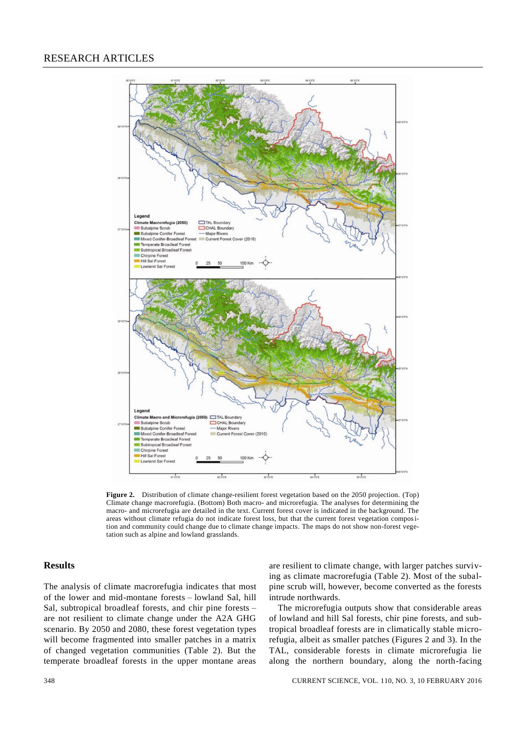Figure 2. Distribution of climate change-resilient forest vegetation based on the 2050 projection. (Top) Climate change macrorefugia. (Bottom) Both macro- and microrefugia. The analyses for determining the macro- and microrefugia are detailed in the text. Current forest cover is indicated in the background. The areas without climate refugia do not indicate forest loss, but that the current forest vegetation composition and community could change due to climate change impacts. The maps do not show non-forest vegetation such as alpine and lowland grasslands.

## Results

The analysis of climate macrorefugia indicates that most of the lower and mid-montane forests – lowland Sal, hill Sal, subtropical broadleaf forests, and chir pine forests – are not resilient to climate change under the A2A GHG scenario. By 2050 and 2080, these forest vegetation types will become fragmented into smaller patches in a matrix of changed vegetation communities (Table 2). But the temperate broadleaf forests in the upper montane areas are resilient to climate change, with larger patches surviving as climate macrorefugia (Table 2). Most of the subalpine scrub will, however, become converted as the forests intrude northwards.

The microrefugia outputs show that considerable areas of lowland and hill Sal forests, chir pine forests, and subtropical broadleaf forests are in climatically stable microrefugia, albeit as smaller patches (Figures 2 and 3). In the TAL, considerable forests in climate microrefugia lie along the northern boundary, along the north-facing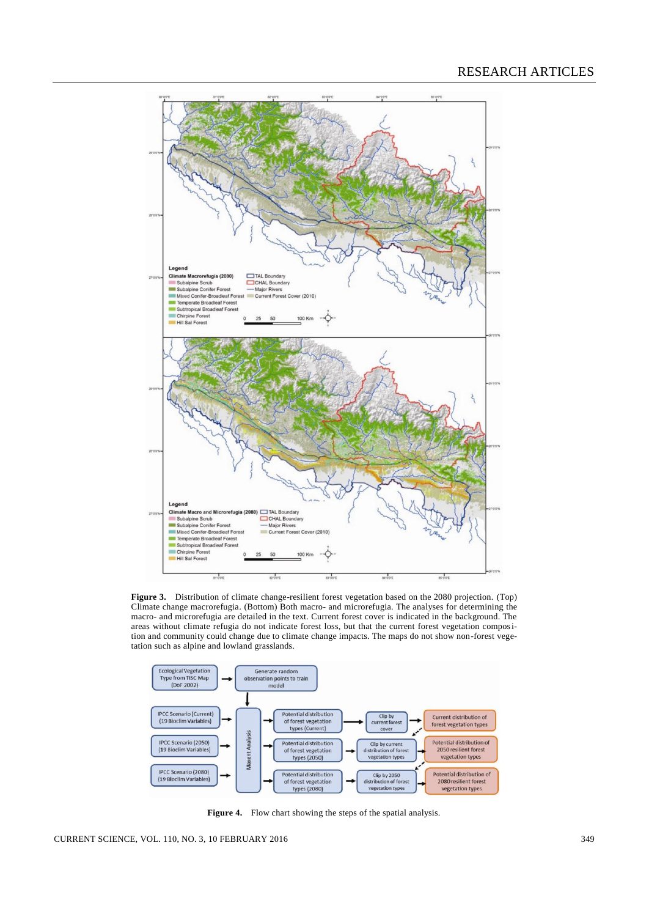**Figure 3.** Distribution of climate change-resilient forest vegetation based on the 2080 projection. (Top) Climate change macrorefugia. (Bottom) Both macro- and microrefugia. The analyses for determining the macro- and microrefugia are detailed in the text. Current forest cover is indicated in the background. The areas without climate refugia do not indicate forest loss, but that the current forest vegetation composition and community could change due to climate change impacts. The maps do not show non-forest vegetation such as alpine and lowland grasslands.

**Figure 4.** Flow chart showing the steps of the spatial analysis.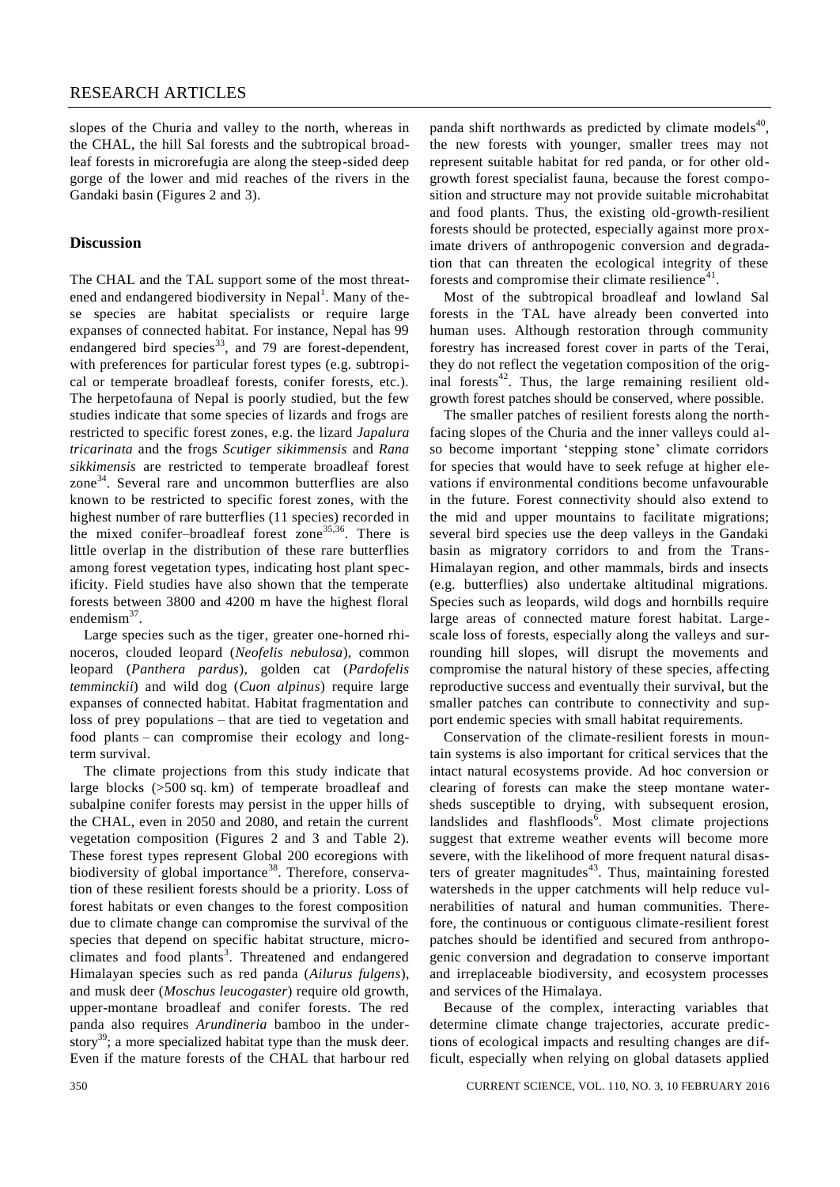slopes of the Churia and valley to the north, whereas in the CHAL, the hill Sal forests and the subtropical broadleaf forests in microrefugia are along the steep-sided deep gorge of the lower and mid reaches of the rivers in the Gandaki basin (Figures 2 and 3).

## Discussion

The CHAL and the TAL support some of the most threatened and endangered biodiversity in Nepal[1]. Many of these species are habitat specialists or require large expanses of connected habitat. For instance, Nepal has 99 endangered bird species[33], and 79 are forest-dependent, with preferences for particular forest types (e.g. subtropical or temperate broadleaf forests, conifer forests, etc.). The herpetofauna of Nepal is poorly studied, but the few studies indicate that some species of lizards and frogs are restricted to specific forest zones, e.g. the lizard *Japalura tricarinata* and the frogs *Scutiger sikimmensis* and *Rana sikkimensis* are restricted to temperate broadleaf forest zone[34]. Several rare and uncommon butterflies are also known to be restricted to specific forest zones, with the highest number of rare butterflies (11 species) recorded in the mixed conifer–broadleaf forest zone[35,36]. There is little overlap in the distribution of these rare butterflies among forest vegetation types, indicating host plant specificity. Field studies have also shown that the temperate forests between 3800 and 4200 m have the highest floral endemism[37].

Large species such as the tiger, greater one-horned rhinoceros, clouded leopard (*Neofelis nebulosa*), common leopard (*Panthera pardus*), golden cat (*Pardofelis temminckii*) and wild dog (*Cuon alpinus*) require large expanses of connected habitat. Habitat fragmentation and loss of prey populations – that are tied to vegetation and food plants – can compromise their ecology and long-term survival.

The climate projections from this study indicate that large blocks (>500 sq. km) of temperate broadleaf and subalpine conifer forests may persist in the upper hills of the CHAL, even in 2050 and 2080, and retain the current vegetation composition (Figures 2 and 3 and Table 2). These forest types represent Global 200 ecoregions with biodiversity of global importance[38]. Therefore, conservation of these resilient forests should be a priority. Loss of forest habitats or even changes to the forest composition due to climate change can compromise the survival of the species that depend on specific habitat structure, microclimates and food plants[3]. Threatened and endangered Himalayan species such as red panda (*Ailurus fulgens*), and musk deer (*Moschus leucogaster*) require old growth, upper-montane broadleaf and conifer forests. The red panda also requires *Arundineria* bamboo in the understory[39]; a more specialized habitat type than the musk deer. Even if the mature forests of the CHAL that harbour red panda shift northwards as predicted by climate models[40], the new forests with younger, smaller trees may not represent suitable habitat for red panda, or for other old-growth forest specialist fauna, because the forest composition and structure may not provide suitable microhabitat and food plants. Thus, the existing old-growth-resilient forests should be protected, especially against more proximate drivers of anthropogenic conversion and degradation that can threaten the ecological integrity of these forests and compromise their climate resilience[41].

Most of the subtropical broadleaf and lowland Sal forests in the TAL have already been converted into human uses. Although restoration through community forestry has increased forest cover in parts of the Terai, they do not reflect the vegetation composition of the original forests[42]. Thus, the large remaining resilient old-growth forest patches should be conserved, where possible.

The smaller patches of resilient forests along the north-facing slopes of the Churia and the inner valleys could also become important 'stepping stone' climate corridors for species that would have to seek refuge at higher elevations if environmental conditions become unfavourable in the future. Forest connectivity should also extend to the mid and upper mountains to facilitate migrations; several bird species use the deep valleys in the Gandaki basin as migratory corridors to and from the Trans-Himalayan region, and other mammals, birds and insects (e.g. butterflies) also undertake altitudinal migrations. Species such as leopards, wild dogs and hornbills require large areas of connected mature forest habitat. Large-scale loss of forests, especially along the valleys and surrounding hill slopes, will disrupt the movements and compromise the natural history of these species, affecting reproductive success and eventually their survival, but the smaller patches can contribute to connectivity and support endemic species with small habitat requirements.

Conservation of the climate-resilient forests in mountain systems is also important for critical services that the intact natural ecosystems provide. Ad hoc conversion or clearing of forests can make the steep montane watersheds susceptible to drying, with subsequent erosion, landslides and flashfloods[6]. Most climate projections suggest that extreme weather events will become more severe, with the likelihood of more frequent natural disasters of greater magnitudes[43]. Thus, maintaining forested watersheds in the upper catchments will help reduce vulnerabilities of natural and human communities. Therefore, the continuous or contiguous climate-resilient forest patches should be identified and secured from anthropogenic conversion and degradation to conserve important and irreplaceable biodiversity, and ecosystem processes and services of the Himalaya.

Because of the complex, interacting variables that determine climate change trajectories, accurate predictions of ecological impacts and resulting changes are difficult, especially when relying on global datasets applied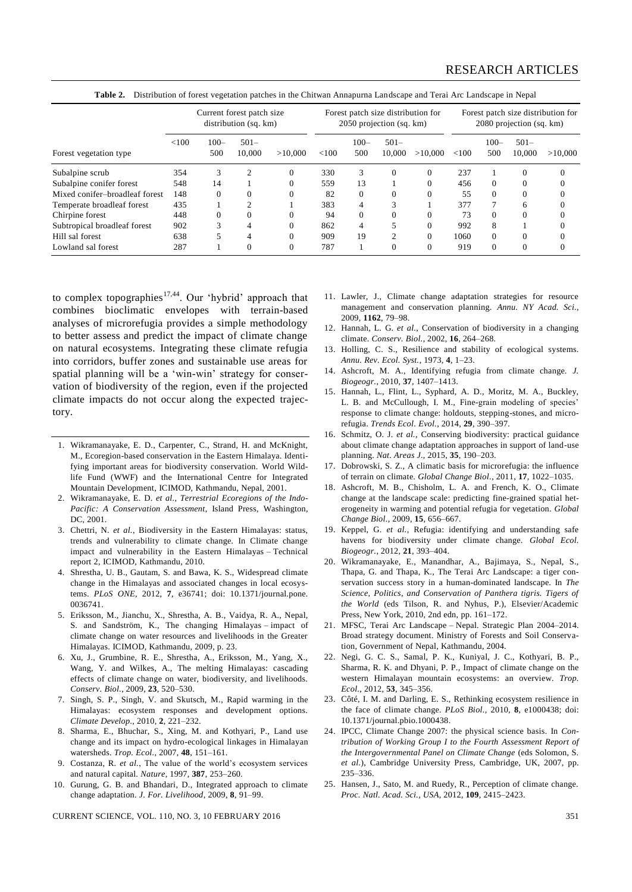**Table 2.** Distribution of forest vegetation patches in the Chitwan Annapurna Landscape and Terai Arc Landscape in Nepal

| Forest vegetation type | Current forest patch size distribution (sq. km) | | | | Forest patch size distribution for 2050 projection (sq. km) | | | | Forest patch size distribution for 2080 projection (sq. km) | | | |
|---|---|---|---|---|---|---|---|---|---|---|---|---|
| | <100 | 100–500 | 501–10,000 | >10,000 | <100 | 100–500 | 501–10,000 | >10,000 | <100 | 100–500 | 501–10,000 | >10,000 |
| Subalpine scrub | 354 | 3 | 2 | 0 | 330 | 3 | 0 | 0 | 237 | 1 | 0 | 0 |
| Subalpine conifer forest | 548 | 14 | 1 | 0 | 559 | 13 | 1 | 0 | 456 | 0 | 0 | 0 |
| Mixed conifer–broadleaf forest | 148 | 0 | 0 | 0 | 82 | 0 | 0 | 0 | 55 | 0 | 0 | 0 |
| Temperate broadleaf forest | 435 | 1 | 2 | 1 | 383 | 4 | 3 | 1 | 377 | 7 | 6 | 0 |
| Chirpine forest | 448 | 0 | 0 | 0 | 94 | 0 | 0 | 0 | 73 | 0 | 0 | 0 |
| Subtropical broadleaf forest | 902 | 3 | 4 | 0 | 862 | 4 | 5 | 0 | 992 | 8 | 1 | 0 |
| Hill sal forest | 638 | 5 | 4 | 0 | 909 | 19 | 2 | 0 | 1060 | 0 | 0 | 0 |
| Lowland sal forest | 287 | 1 | 0 | 0 | 787 | 1 | 0 | 0 | 919 | 0 | 0 | 0 |

to complex topographies[17,44]. Our 'hybrid' approach that combines bioclimatic envelopes with terrain-based analyses of microrefugia provides a simple methodology to better assess and predict the impact of climate change on natural ecosystems. Integrating these climate refugia into corridors, buffer zones and sustainable use areas for spatial planning will be a 'win-win' strategy for conservation of biodiversity of the region, even if the projected climate impacts do not occur along the expected trajectory.

1. Wikramanayake, E. D., Carpenter, C., Strand, H. and McKnight, M., Ecoregion-based conservation in the Eastern Himalaya. Identifying important areas for biodiversity conservation. World Wildlife Fund (WWF) and the International Centre for Integrated Mountain Development, ICIMOD, Kathmandu, Nepal, 2001.
2. Wikramanayake, E. D. *et al.*, *Terrestrial Ecoregions of the Indo-Pacific: A Conservation Assessment*, Island Press, Washington, DC, 2001.
3. Chettri, N. *et al.*, Biodiversity in the Eastern Himalayas: status, trends and vulnerability to climate change. In Climate change impact and vulnerability in the Eastern Himalayas – Technical report 2, ICIMOD, Kathmandu, 2010.
4. Shrestha, U. B., Gautam, S. and Bawa, K. S., Widespread climate change in the Himalayas and associated changes in local ecosystems. *PLoS ONE*, 2012, **7**, e36741; doi: 10.1371/journal.pone.0036741.
5. Eriksson, M., Jianchu, X., Shrestha, A. B., Vaidya, R. A., Nepal, S. and Sandström, K., The changing Himalayas – impact of climate change on water resources and livelihoods in the Greater Himalayas. ICIMOD, Kathmandu, 2009, p. 23.
6. Xu, J., Grumbine, R. E., Shrestha, A., Eriksson, M., Yang, X., Wang, Y. and Wilkes, A., The melting Himalayas: cascading effects of climate change on water, biodiversity, and livelihoods. *Conserv. Biol.*, 2009, **23**, 520–530.
7. Singh, S. P., Singh, V. and Skutsch, M., Rapid warming in the Himalayas: ecosystem responses and development options. *Climate Develop.*, 2010, **2**, 221–232.
8. Sharma, E., Bhuchar, S., Xing, M. and Kothyari, P., Land use change and its impact on hydro-ecological linkages in Himalayan watersheds. *Trop. Ecol.*, 2007, **48**, 151–161.
9. Costanza, R. *et al.*, The value of the world's ecosystem services and natural capital. *Nature*, 1997, **387**, 253–260.
10. Gurung, G. B. and Bhandari, D., Integrated approach to climate change adaptation. *J. For. Livelihood*, 2009, **8**, 91–99.
11. Lawler, J., Climate change adaptation strategies for resource management and conservation planning. *Annu. NY Acad. Sci.*, 2009, **1162**, 79–98.
12. Hannah, L. G. *et al.*, Conservation of biodiversity in a changing climate. *Conserv. Biol.*, 2002, **16**, 264–268.
13. Holling, C. S., Resilience and stability of ecological systems. *Annu. Rev. Ecol. Syst.*, 1973, **4**, 1–23.
14. Ashcroft, M. A., Identifying refugia from climate change. *J. Biogeogr.*, 2010, **37**, 1407–1413.
15. Hannah, L., Flint, L., Syphard, A. D., Moritz, M. A., Buckley, L. B. and McCullough, I. M., Fine-grain modeling of species' response to climate change: holdouts, stepping-stones, and microrefugia. *Trends Ecol. Evol.*, 2014, **29**, 390–397.
16. Schmitz, O. J. *et al.*, Conserving biodiversity: practical guidance about climate change adaptation approaches in support of land-use planning. *Nat. Areas J.*, 2015, **35**, 190–203.
17. Dobrowski, S. Z., A climatic basis for microrefugia: the influence of terrain on climate. *Global Change Biol.*, 2011, **17**, 1022–1035.
18. Ashcroft, M. B., Chisholm, L. A. and French, K. O., Climate change at the landscape scale: predicting fine-grained spatial heterogeneity in warming and potential refugia for vegetation. *Global Change Biol.*, 2009, **15**, 656–667.
19. Keppel, G. *et al.*, Refugia: identifying and understanding safe havens for biodiversity under climate change. *Global Ecol. Biogeogr.*, 2012, **21**, 393–404.
20. Wikramanayake, E., Manandhar, A., Bajimaya, S., Nepal, S., Thapa, G. and Thapa, K., The Terai Arc Landscape: a tiger conservation success story in a human-dominated landscape. In *The Science, Politics, and Conservation of Panthera tigris. Tigers of the World* (eds Tilson, R. and Nyhus, P.), Elsevier/Academic Press, New York, 2010, 2nd edn, pp. 161–172.
21. MFSC, Terai Arc Landscape – Nepal. Strategic Plan 2004–2014. Broad strategy document. Ministry of Forests and Soil Conservation, Government of Nepal, Kathmandu, 2004.
22. Negi, G. C. S., Samal, P. K., Kuniyal, J. C., Kothyari, B. P., Sharma, R. K. and Dhyani, P. P., Impact of climate change on the western Himalayan mountain ecosystems: an overview. *Trop. Ecol.*, 2012, **53**, 345–356.
23. Côté, I. M. and Darling, E. S., Rethinking ecosystem resilience in the face of climate change. *PLoS Biol.*, 2010, **8**, e1000438; doi: 10.1371/journal.pbio.1000438.
24. IPCC, Climate Change 2007: the physical science basis. In *Contribution of Working Group I to the Fourth Assessment Report of the Intergovernmental Panel on Climate Change* (eds Solomon, S. *et al.*), Cambridge University Press, Cambridge, UK, 2007, pp. 235–336.
25. Hansen, J., Sato, M. and Ruedy, R., Perception of climate change. *Proc. Natl. Acad. Sci., USA*, 2012, **109**, 2415–2423.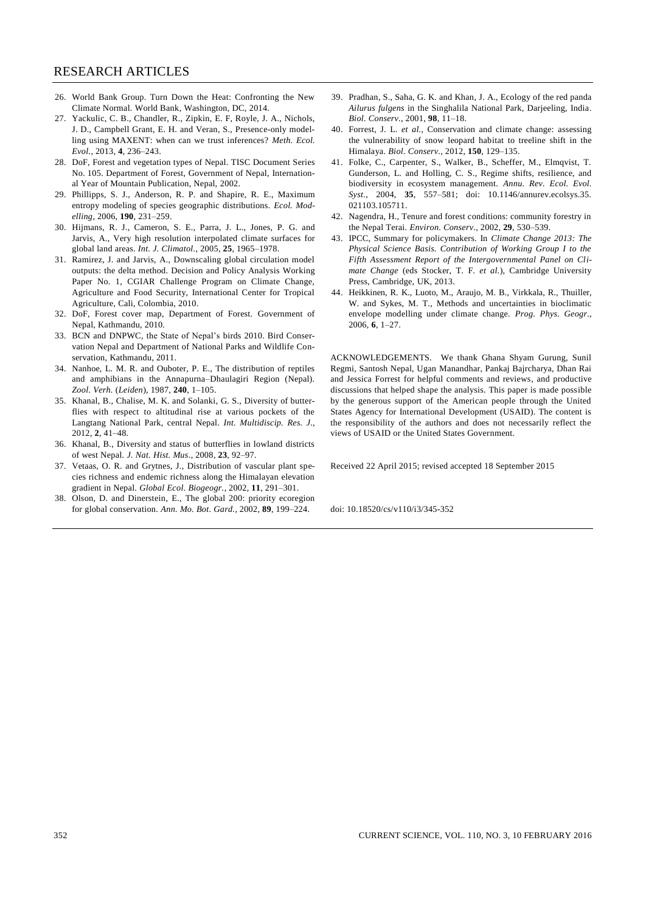26. World Bank Group. Turn Down the Heat: Confronting the New Climate Normal. World Bank, Washington, DC, 2014.
27. Yackulic, C. B., Chandler, R., Zipkin, E. F, Royle, J. A., Nichols, J. D., Campbell Grant, E. H. and Veran, S., Presence-only modelling using MAXENT: when can we trust inferences? *Meth. Ecol. Evol.*, 2013, **4**, 236–243.
28. DoF, Forest and vegetation types of Nepal. TISC Document Series No. 105. Department of Forest, Government of Nepal, International Year of Mountain Publication, Nepal, 2002.
29. Phillipps, S. J., Anderson, R. P. and Shapire, R. E., Maximum entropy modeling of species geographic distributions. *Ecol. Modelling*, 2006, **190**, 231–259.
30. Hijmans, R. J., Cameron, S. E., Parra, J. L., Jones, P. G. and Jarvis, A., Very high resolution interpolated climate surfaces for global land areas. *Int. J. Climatol*., 2005, **25**, 1965–1978.
31. Ramirez, J. and Jarvis, A., Downscaling global circulation model outputs: the delta method. Decision and Policy Analysis Working Paper No. 1, CGIAR Challenge Program on Climate Change, Agriculture and Food Security, International Center for Tropical Agriculture, Cali, Colombia, 2010.
32. DoF, Forest cover map, Department of Forest. Government of Nepal, Kathmandu, 2010.
33. BCN and DNPWC, the State of Nepal's birds 2010. Bird Conservation Nepal and Department of National Parks and Wildlife Conservation, Kathmandu, 2011.
34. Nanhoe, L. M. R. and Ouboter, P. E., The distribution of reptiles and amphibians in the Annapurna–Dhaulagiri Region (Nepal). *Zool. Verh*. (*Leiden*), 1987, **240**, 1–105.
35. Khanal, B., Chalise, M. K. and Solanki, G. S., Diversity of butterflies with respect to altitudinal rise at various pockets of the Langtang National Park, central Nepal. *Int. Multidiscip. Res. J*., 2012, **2**, 41–48.
36. Khanal, B., Diversity and status of butterflies in lowland districts of west Nepal. *J. Nat. Hist. Mus*., 2008, **23**, 92–97.
37. Vetaas, O. R. and Grytnes, J., Distribution of vascular plant species richness and endemic richness along the Himalayan elevation gradient in Nepal. *Global Ecol. Biogeogr.*, 2002, **11**, 291–301.
38. Olson, D. and Dinerstein, E., The global 200: priority ecoregion for global conservation. *Ann. Mo. Bot. Gard.*, 2002, **89**, 199–224.
39. Pradhan, S., Saha, G. K. and Khan, J. A., Ecology of the red panda *Ailurus fulgens* in the Singhalila National Park, Darjeeling, India. *Biol. Conserv.*, 2001, **98**, 11–18.
40. Forrest, J. L. *et al.*, Conservation and climate change: assessing the vulnerability of snow leopard habitat to treeline shift in the Himalaya. *Biol. Conserv.*, 2012, **150**, 129–135.
41. Folke, C., Carpenter, S., Walker, B., Scheffer, M., Elmqvist, T. Gunderson, L. and Holling, C. S., Regime shifts, resilience, and biodiversity in ecosystem management. *Annu. Rev. Ecol. Evol. Syst.*, 2004, **35**, 557–581; doi: 10.1146/annurev.ecolsys.35.021103.105711.
42. Nagendra, H., Tenure and forest conditions: community forestry in the Nepal Terai. *Environ. Conserv.*, 2002, **29**, 530–539.
43. IPCC, Summary for policymakers. In *Climate Change 2013: The Physical Science Basis. Contribution of Working Group I to the Fifth Assessment Report of the Intergovernmental Panel on Climate Change* (eds Stocker, T. F. *et al.*), Cambridge University Press, Cambridge, UK, 2013.
44. Heikkinen, R. K., Luoto, M., Araujo, M. B., Virkkala, R., Thuiller, W. and Sykes, M. T., Methods and uncertainties in bioclimatic envelope modelling under climate change. *Prog. Phys. Geogr.*, 2006, **6**, 1–27.

ACKNOWLEDGEMENTS. We thank Ghana Shyam Gurung, Sunil Regmi, Santosh Nepal, Ugan Manandhar, Pankaj Bajrcharya, Dhan Rai and Jessica Forrest for helpful comments and reviews, and productive discussions that helped shape the analysis. This paper is made possible by the generous support of the American people through the United States Agency for International Development (USAID). The content is the responsibility of the authors and does not necessarily reflect the views of USAID or the United States Government.

Received 22 April 2015; revised accepted 18 September 2015

doi: 10.18520/cs/v110/i3/345-352